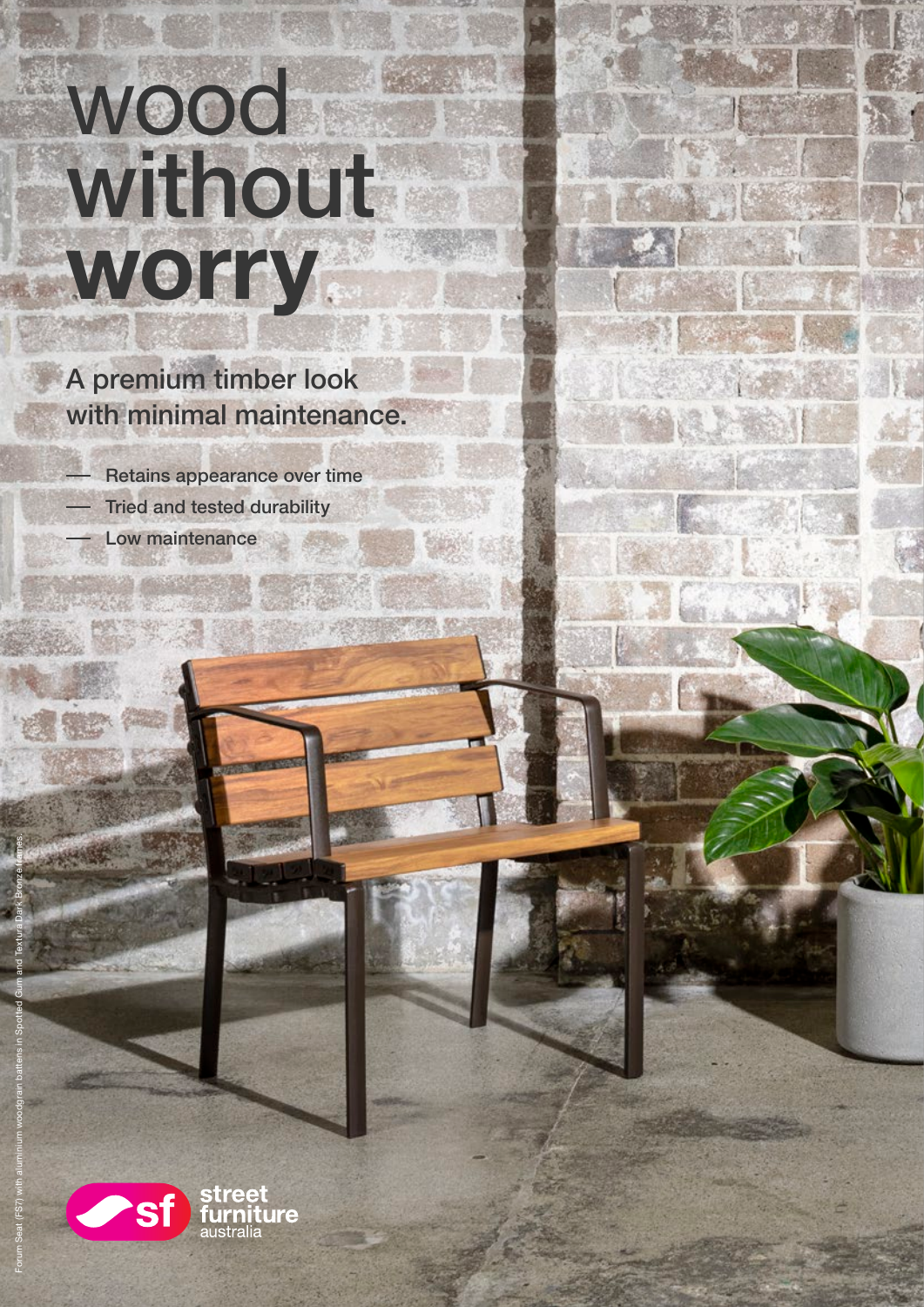# wood without worry

A premium timber look with minimal maintenance.

- Retains appearance over time
- Tried and tested durability
- Low maintenance

Forum Seat (FS7) with aluminium woodgrain battens in Spotted Gum and Textura Dark Bronze frames.

street furniture australia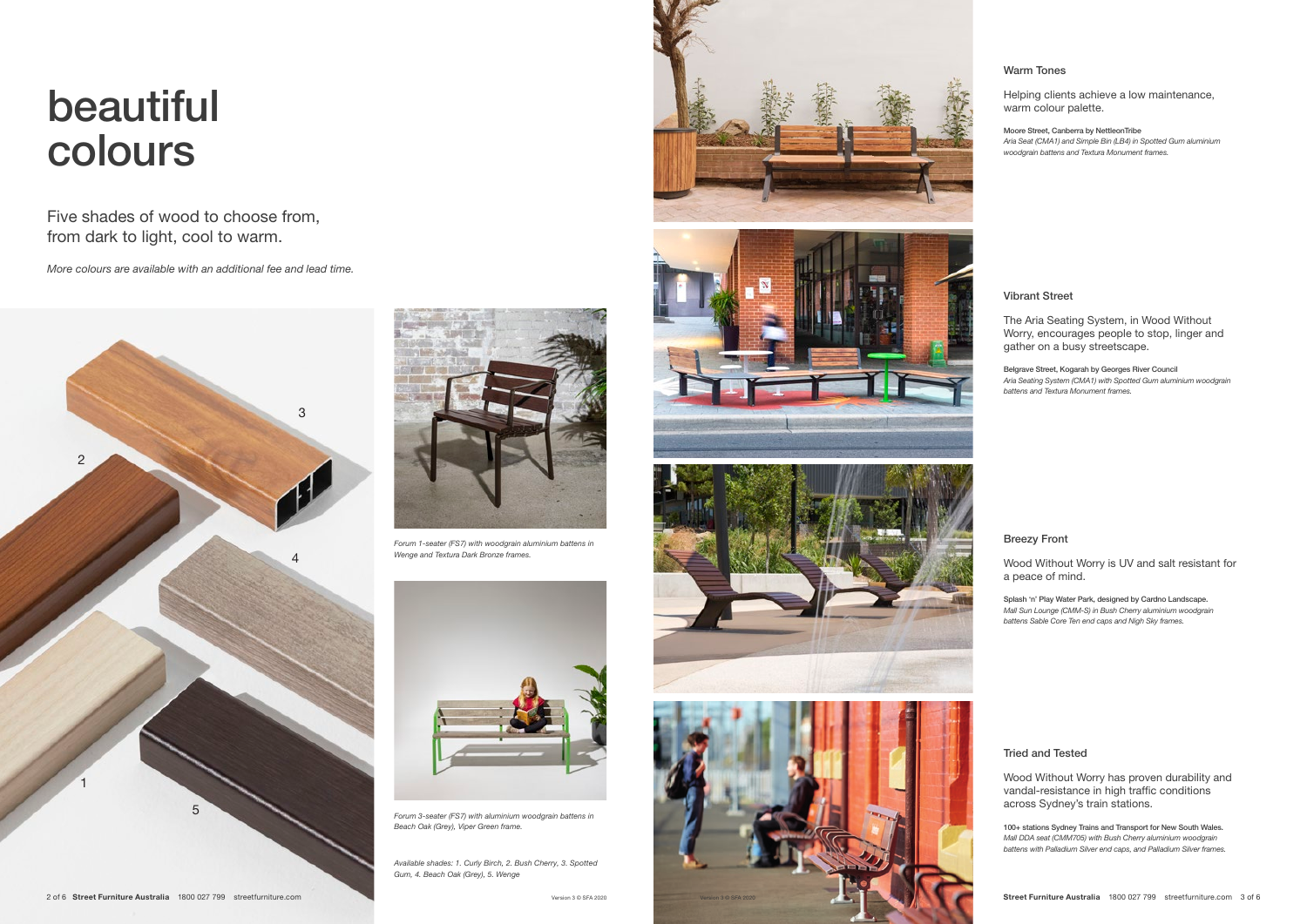# beautiful colours

Five shades of wood to choose from, from dark to light, cool to warm.

*More colours are available with an additional fee and lead time.*

*Forum 1-seater (FS7) with woodgrain aluminium battens in Wenge and Textura Dark Bronze frames.*

*Forum 3-seater (FS7) with aluminium woodgrain battens in Beach Oak (Grey), Viper Green frame.*

*Available shades: 1. Curly Birch, 2. Bush Cherry, 3. Spotted Gum, 4. Beach Oak (Grey), 5. Wenge*

### Warm Tones

Helping clients achieve a low maintenance, warm colour palette.

Moore Street, Canberra by NettleonTribe
*Aria Seat (CMA1) and Simple Bin (LB4) in Spotted Gum aluminium woodgrain battens and Textura Monument frames.*

### Vibrant Street

The Aria Seating System, in Wood Without Worry, encourages people to stop, linger and gather on a busy streetscape.

Belgrave Street, Kogarah by Georges River Council
*Aria Seating System (CMA1) with Spotted Gum aluminium woodgrain battens and Textura Monument frames.*

### Breezy Front

Wood Without Worry is UV and salt resistant for a peace of mind.

Splash 'n' Play Water Park, designed by Cardno Landscape.
*Mall Sun Lounge (CMM-S) in Bush Cherry aluminium woodgrain battens Sable Core Ten end caps and Nigh Sky frames.*

### Tried and Tested

Wood Without Worry has proven durability and vandal-resistance in high traffic conditions across Sydney's train stations.

100+ stations Sydney Trains and Transport for New South Wales.
*Mall DDA seat (CMM705) with Bush Cherry aluminium woodgrain battens with Palladium Silver end caps, and Palladium Silver frames.*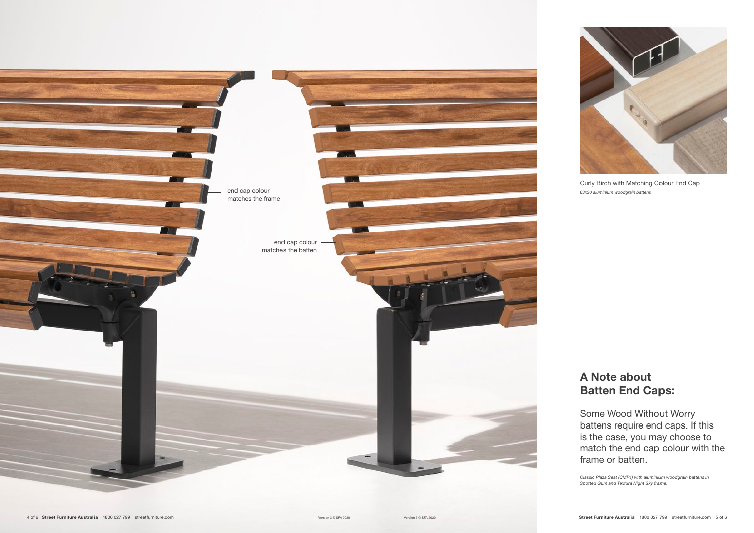end cap colour matches the frame

end cap colour matches the batten

Curly Birch with Matching Colour End Cap

*63x30 aluminium woodgrain battens*

## A Note about Batten End Caps:

Some Wood Without Worry battens require end caps. If this is the case, you may choose to match the end cap colour with the frame or batten.

*Classic Plaza Seat (CMP1) with aluminium woodgrain battens in Spotted Gum and Textura Night Sky frame.*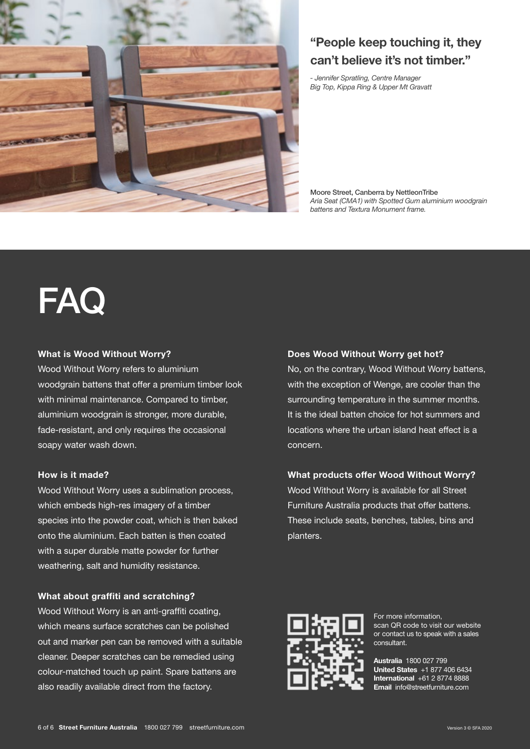## "People keep touching it, they can't believe it's not timber."

*- Jennifer Spratling, Centre Manager*
*Big Top, Kippa Ring & Upper Mt Gravatt*

Moore Street, Canberra by NettleonTribe
*Aria Seat (CMA1) with Spotted Gum aluminium woodgrain battens and Textura Monument frame.*

# FAQ

**What is Wood Without Worry?**
Wood Without Worry refers to aluminium woodgrain battens that offer a premium timber look with minimal maintenance. Compared to timber, aluminium woodgrain is stronger, more durable, fade-resistant, and only requires the occasional soapy water wash down.

**How is it made?**
Wood Without Worry uses a sublimation process, which embeds high-res imagery of a timber species into the powder coat, which is then baked onto the aluminium. Each batten is then coated with a super durable matte powder for further weathering, salt and humidity resistance.

**What about graffiti and scratching?**
Wood Without Worry is an anti-graffiti coating, which means surface scratches can be polished out and marker pen can be removed with a suitable cleaner. Deeper scratches can be remedied using colour-matched touch up paint. Spare battens are also readily available direct from the factory.

**Does Wood Without Worry get hot?**
No, on the contrary, Wood Without Worry battens, with the exception of Wenge, are cooler than the surrounding temperature in the summer months. It is the ideal batten choice for hot summers and locations where the urban island heat effect is a concern.

**What products offer Wood Without Worry?**
Wood Without Worry is available for all Street Furniture Australia products that offer battens. These include seats, benches, tables, bins and planters.

For more information, scan QR code to visit our website or contact us to speak with a sales consultant.

**Australia** 1800 027 799
**United States** +1 877 406 6434
**International** +61 2 8774 8888
**Email** info@streetfurniture.com